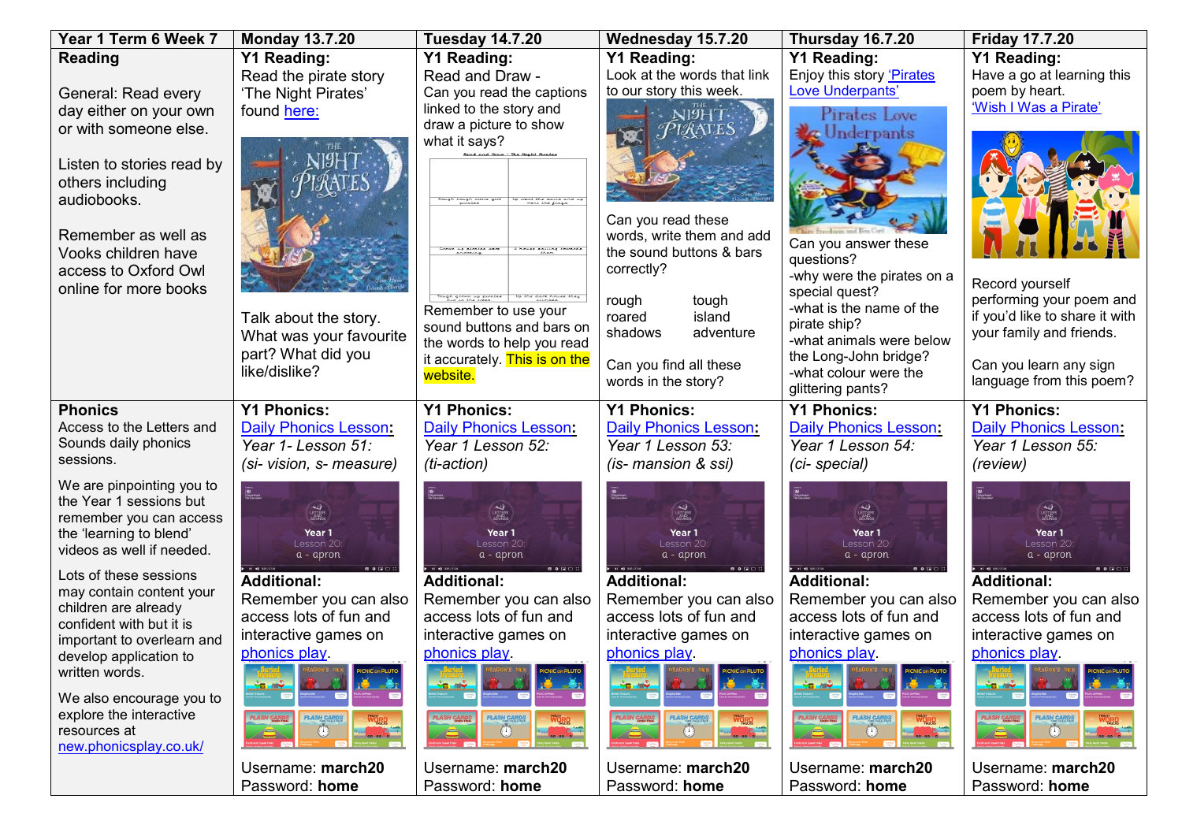| Year 1 Term 6 Week 7 | Monday 13.7.20 | Tuesday 14.7.20 | Wednesday 15.7.20 | Thursday 16.7.20 | Friday 17.7.20 |
|---|---|---|---|---|---|
| **Reading**<br><br>General: Read every day either on your own or with someone else.<br><br>Listen to stories read by others including audiobooks.<br><br>Remember as well as Vooks children have access to Oxford Owl online for more books | **Y1 Reading:**<br>Read the pirate story 'The Night Pirates' found here:<br><br>Talk about the story. What was your favourite part? What did you like/dislike? | **Y1 Reading:**<br>Read and Draw - Can you read the captions linked to the story and draw a picture to show what it says?<br><br>Remember to use your sound buttons and bars on the words to help you read it accurately. This is on the website. | **Y1 Reading:**<br>Look at the words that link to our story this week.<br><br>Can you read these words, write them and add the sound buttons & bars correctly?<br><br>rough tough<br>roared island<br>shadows adventure<br><br>Can you find all these words in the story? | **Y1 Reading:**<br>Enjoy this story 'Pirates Love Underpants'<br><br>Can you answer these questions?<br>-why were the pirates on a special quest?<br>-what is the name of the pirate ship?<br>-what animals were below the Long-John bridge?<br>-what colour were the glittering pants? | **Y1 Reading:**<br>Have a go at learning this poem by heart.<br>'Wish I Was a Pirate'<br><br>Record yourself performing your poem and if you'd like to share it with your family and friends.<br><br>Can you learn any sign language from this poem? |
| **Phonics**<br>Access to the Letters and Sounds daily phonics sessions.<br><br>We are pinpointing you to the Year 1 sessions but remember you can access the 'learning to blend' videos as well if needed.<br><br>Lots of these sessions may contain content your children are already confident with but it is important to overlearn and develop application to written words.<br><br>We also encourage you to explore the interactive resources at new.phonicsplay.co.uk/ | **Y1 Phonics:**<br>Daily Phonics Lesson:<br>*Year 1- Lesson 51:*<br>*(si- vision, s- measure)*<br><br>**Additional:**<br>Remember you can also access lots of fun and interactive games on phonics play.<br><br>Username: **march20**<br>Password: **home** | **Y1 Phonics:**<br>Daily Phonics Lesson:<br>*Year 1 Lesson 52:*<br>*(ti-action)*<br><br>**Additional:**<br>Remember you can also access lots of fun and interactive games on phonics play.<br><br>Username: **march20**<br>Password: **home** | **Y1 Phonics:**<br>Daily Phonics Lesson:<br>*Year 1 Lesson 53:*<br>*(is- mansion & ssi)*<br><br>**Additional:**<br>Remember you can also access lots of fun and interactive games on phonics play.<br><br>Username: **march20**<br>Password: **home** | **Y1 Phonics:**<br>Daily Phonics Lesson:<br>*Year 1 Lesson 54:*<br>*(ci- special)*<br><br>**Additional:**<br>Remember you can also access lots of fun and interactive games on phonics play.<br><br>Username: **march20**<br>Password: **home** | **Y1 Phonics:**<br>Daily Phonics Lesson:<br>*Year 1 Lesson 55:*<br>*(review)*<br><br>**Additional:**<br>Remember you can also access lots of fun and interactive games on phonics play.<br><br>Username: **march20**<br>Password: **home** |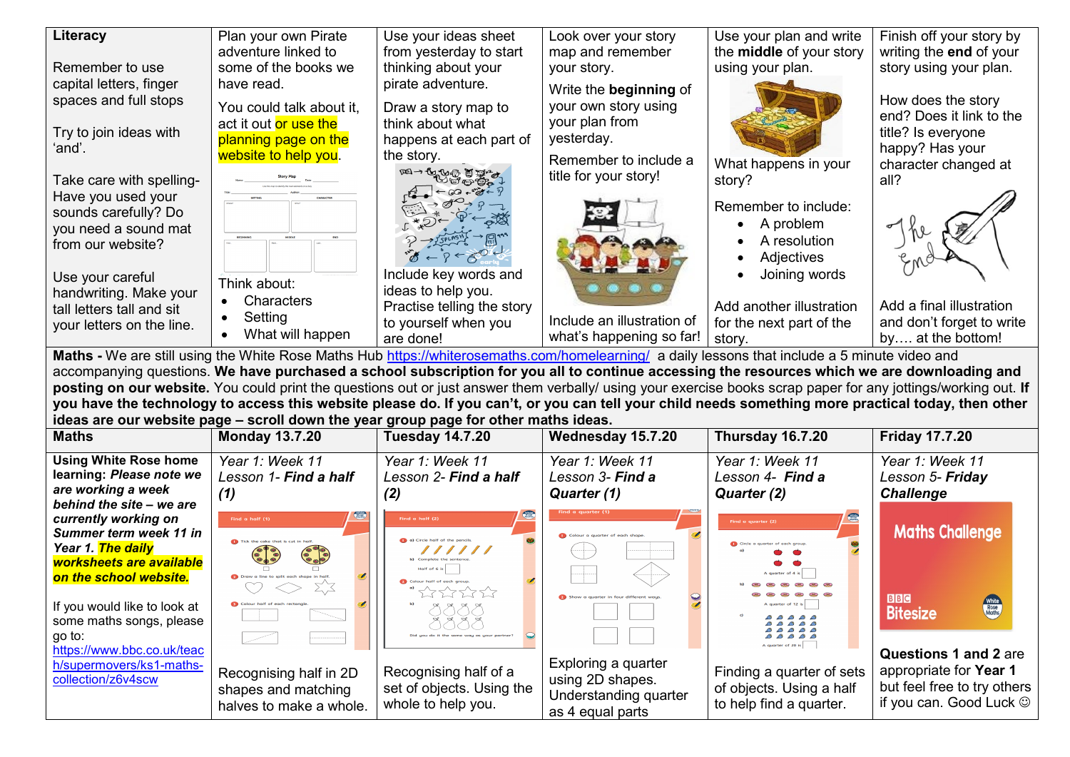| **Literacy** | | | | | |
|---|---|---|---|---|---|
| Remember to use capital letters, finger spaces and full stops<br><br>Try to join ideas with 'and'.<br><br>Take care with spelling- Have you used your sounds carefully? Do you need a sound mat from our website?<br><br>Use your careful handwriting. Make your tall letters tall and sit your letters on the line. | Plan your own Pirate adventure linked to some of the books we have read.<br><br>You could talk about it, act it out or use the planning page on the website to help you.<br><br>Think about:<br>• Characters<br>• Setting<br>• What will happen | Use your ideas sheet from yesterday to start thinking about your pirate adventure.<br><br>Draw a story map to think about what happens at each part of the story.<br><br>Include key words and ideas to help you. Practise telling the story to yourself when you are done! | Look over your story map and remember your story.<br><br>Write the **beginning** of your own story using your plan from yesterday.<br><br>Remember to include a title for your story!<br><br>Include an illustration of what's happening so far! | Use your plan and write the **middle** of your story using your plan.<br><br>What happens in your story?<br><br>Remember to include:<br>• A problem<br>• A resolution<br>• Adjectives<br>• Joining words<br><br>Add another illustration for the next part of the story. | Finish off your story by writing the **end** of your story using your plan.<br><br>How does the story end? Does it link to the title? Is everyone happy? Has your character changed at all?<br><br>Add a final illustration and don't forget to write by…. at the bottom! |

**Maths -** We are still using the White Rose Maths Hub https://whiterosemaths.com/homelearning/ a daily lessons that include a 5 minute video and accompanying questions. **We have purchased a school subscription for you all to continue accessing the resources which we are downloading and posting on our website.** You could print the questions out or just answer them verbally/ using your exercise books scrap paper for any jottings/working out. **If you have the technology to access this website please do. If you can't, or you can tell your child needs something more practical today, then other ideas are our website page – scroll down the year group page for other maths ideas.**

| **Maths** | **Monday 13.7.20** | **Tuesday 14.7.20** | **Wednesday 15.7.20** | **Thursday 16.7.20** | **Friday 17.7.20** |
|---|---|---|---|---|---|
| **Using White Rose home learning:** ***Please note we are working a week behind the site – we are currently working on Summer term week 11 in Year 1. The daily worksheets are available on the school website.***<br><br>If you would like to look at some maths songs, please go to: https://www.bbc.co.uk/teach/supermovers/ks1-maths-collection/z6v4scw | *Year 1: Week 11 Lesson 1-* ***Find a half (1)***<br><br>Recognising half in 2D shapes and matching halves to make a whole. | *Year 1: Week 11 Lesson 2-* ***Find a half (2)***<br><br>Recognising half of a set of objects. Using the whole to help you. | *Year 1: Week 11 Lesson 3-* ***Find a Quarter (1)***<br><br>Exploring a quarter using 2D shapes. Understanding quarter as 4 equal parts | *Year 1: Week 11 Lesson 4-* ***Find a Quarter (2)***<br><br>Finding a quarter of sets of objects. Using a half to help find a quarter. | *Year 1: Week 11 Lesson 5-* ***Friday Challenge***<br><br>**Questions 1 and 2** are appropriate for **Year 1** but feel free to try others if you can. Good Luck ☺ |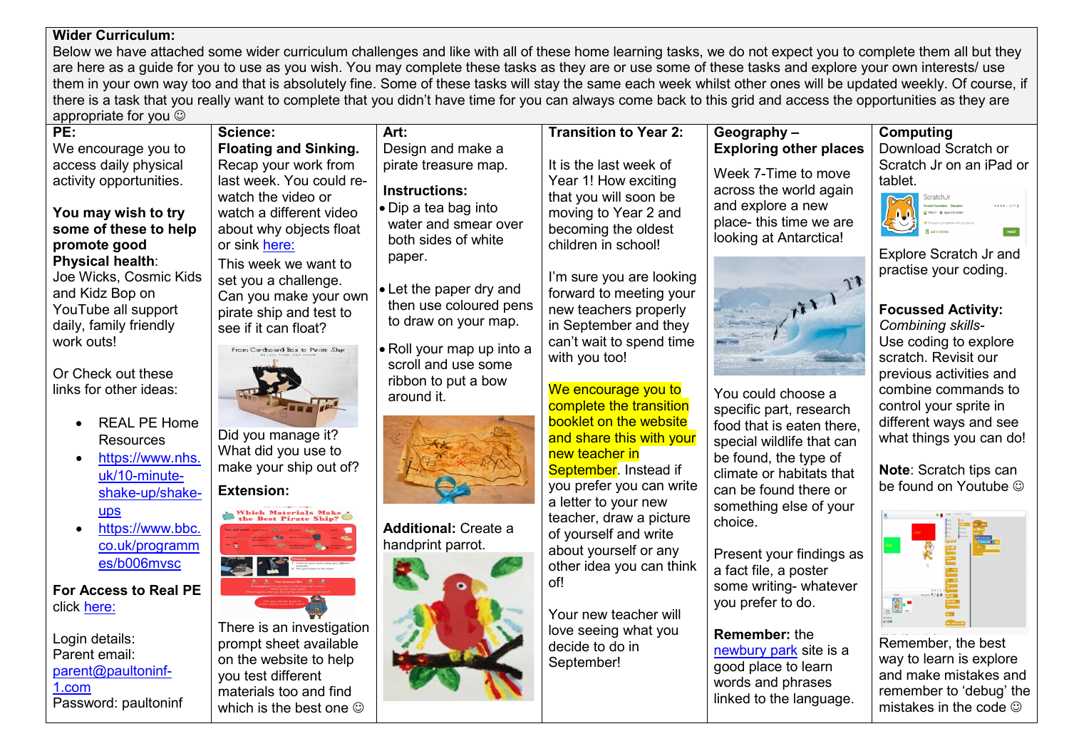**Wider Curriculum:**

Below we have attached some wider curriculum challenges and like with all of these home learning tasks, we do not expect you to complete them all but they are here as a guide for you to use as you wish. You may complete these tasks as they are or use some of these tasks and explore your own interests/ use them in your own way too and that is absolutely fine. Some of these tasks will stay the same each week whilst other ones will be updated weekly. Of course, if there is a task that you really want to complete that you didn't have time for you can always come back to this grid and access the opportunities as they are appropriate for you ☺

**PE:**

We encourage you to access daily physical activity opportunities.

**You may wish to try some of these to help promote good Physical health**:
Joe Wicks, Cosmic Kids and Kidz Bop on YouTube all support daily, family friendly work outs!

Or Check out these links for other ideas:

- REAL PE Home Resources
- https://www.nhs.uk/10-minute-shake-up/shake-ups
- https://www.bbc.co.uk/programmes/b006mvsc

**For Access to Real PE** click here:

Login details:
Parent email: parent@paultoninf-1.com
Password: paultoninf

**Science:**

**Floating and Sinking.**
Recap your work from last week. You could re-watch the video or watch a different video about why objects float or sink here:

This week we want to set you a challenge. Can you make your own pirate ship and test to see if it can float?

Did you manage it? What did you use to make your ship out of?

**Extension:**

There is an investigation prompt sheet available on the website to help you test different materials too and find which is the best one ☺

**Art:**

Design and make a pirate treasure map.

**Instructions:**

- Dip a tea bag into water and smear over both sides of white paper.
- Let the paper dry and then use coloured pens to draw on your map.
- Roll your map up into a scroll and use some ribbon to put a bow around it.

**Additional:** Create a handprint parrot.

**Transition to Year 2:**

It is the last week of Year 1! How exciting that you will soon be moving to Year 2 and becoming the oldest children in school!

I'm sure you are looking forward to meeting your new teachers properly in September and they can't wait to spend time with you too!

We encourage you to complete the transition booklet on the website and share this with your new teacher in September. Instead if you prefer you can write a letter to your new teacher, draw a picture of yourself and write about yourself or any other idea you can think of!

Your new teacher will love seeing what you decide to do in September!

**Geography – Exploring other places**

Week 7-Time to move across the world again and explore a new place- this time we are looking at Antarctica!

You could choose a specific part, research food that is eaten there, special wildlife that can be found, the type of climate or habitats that can be found there or something else of your choice.

Present your findings as a fact file, a poster some writing- whatever you prefer to do.

**Remember:** the newbury park site is a good place to learn words and phrases linked to the language.

**Computing**

Download Scratch or Scratch Jr on an iPad or tablet.

Explore Scratch Jr and practise your coding.

**Focussed Activity:**
*Combining skills-*
Use coding to explore scratch. Revisit our previous activities and combine commands to control your sprite in different ways and see what things you can do!

**Note**: Scratch tips can be found on Youtube ☺

Remember, the best way to learn is explore and make mistakes and remember to 'debug' the mistakes in the code ☺